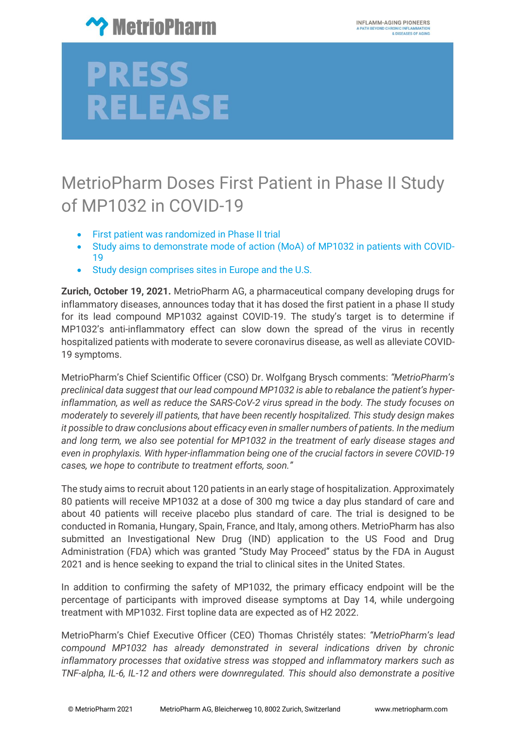# PRESS RELEASE

## MetrioPharm Doses First Patient in Phase II Study of MP1032 in COVID-19

- First patient was randomized in Phase II trial
- Study aims to demonstrate mode of action (MoA) of MP1032 in patients with COVID-19
- Study design comprises sites in Europe and the U.S.

**Zurich, October 19, 2021.** MetrioPharm AG, a pharmaceutical company developing drugs for inflammatory diseases, announces today that it has dosed the first patient in a phase II study for its lead compound MP1032 against COVID-19. The study's target is to determine if MP1032's anti-inflammatory effect can slow down the spread of the virus in recently hospitalized patients with moderate to severe coronavirus disease, as well as alleviate COVID-19 symptoms.

MetrioPharm's Chief Scientific Officer (CSO) Dr. Wolfgang Brysch comments: *"MetrioPharm's preclinical data suggest that our lead compound MP1032 is able to rebalance the patient's hyper-inflammation, as well as reduce the SARS-CoV-2 virus spread in the body. The study focuses on moderately to severely ill patients, that have been recently hospitalized. This study design makes it possible to draw conclusions about efficacy even in smaller numbers of patients. In the medium and long term, we also see potential for MP1032 in the treatment of early disease stages and even in prophylaxis. With hyper-inflammation being one of the crucial factors in severe COVID-19 cases, we hope to contribute to treatment efforts, soon."*

The study aims to recruit about 120 patients in an early stage of hospitalization. Approximately 80 patients will receive MP1032 at a dose of 300 mg twice a day plus standard of care and about 40 patients will receive placebo plus standard of care. The trial is designed to be conducted in Romania, Hungary, Spain, France, and Italy, among others. MetrioPharm has also submitted an Investigational New Drug (IND) application to the US Food and Drug Administration (FDA) which was granted "Study May Proceed" status by the FDA in August 2021 and is hence seeking to expand the trial to clinical sites in the United States.

In addition to confirming the safety of MP1032, the primary efficacy endpoint will be the percentage of participants with improved disease symptoms at Day 14, while undergoing treatment with MP1032. First topline data are expected as of H2 2022.

MetrioPharm's Chief Executive Officer (CEO) Thomas Christély states: *"MetrioPharm's lead compound MP1032 has already demonstrated in several indications driven by chronic inflammatory processes that oxidative stress was stopped and inflammatory markers such as TNF-alpha, IL-6, IL-12 and others were downregulated. This should also demonstrate a positive*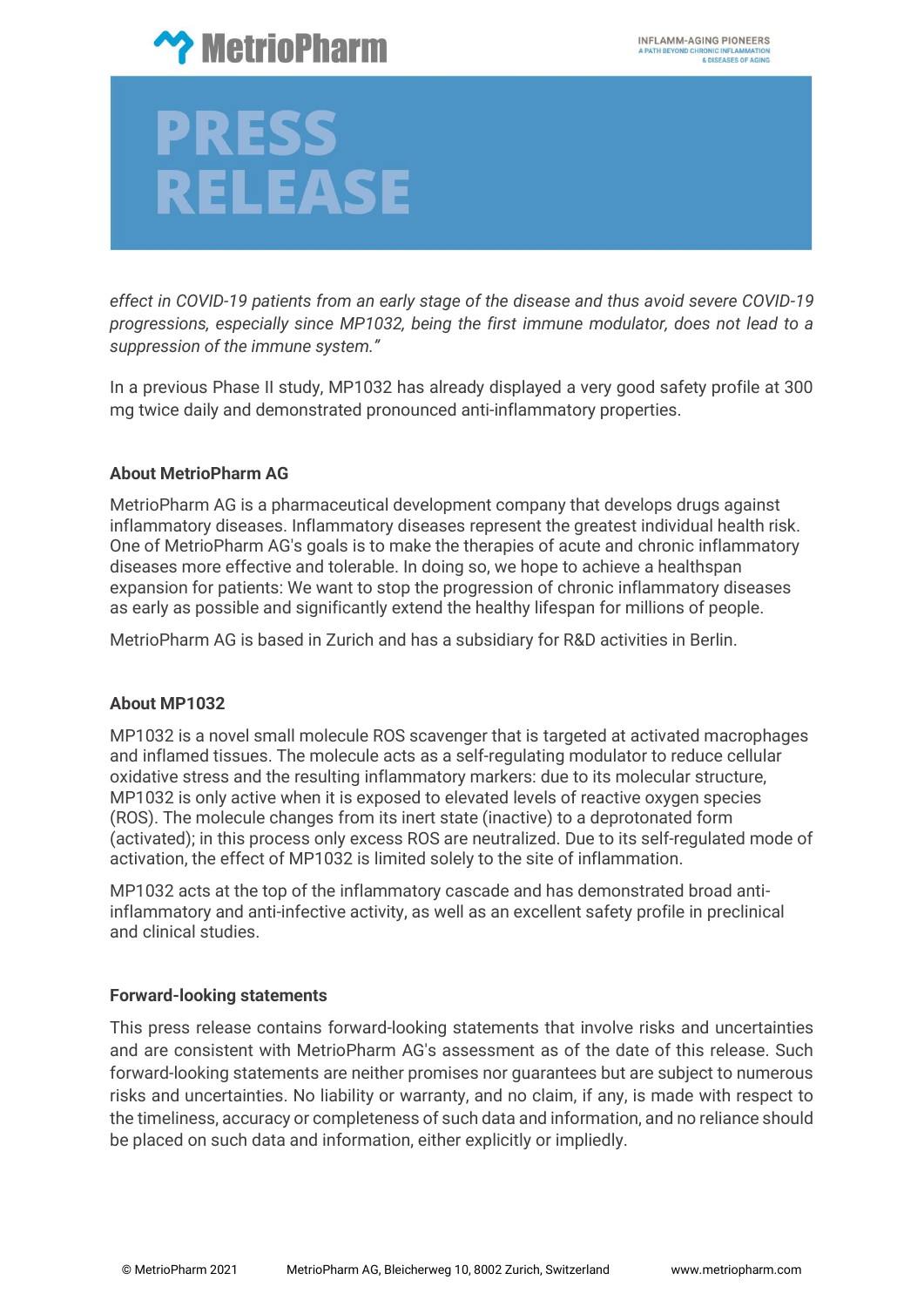*effect in COVID-19 patients from an early stage of the disease and thus avoid severe COVID-19 progressions, especially since MP1032, being the first immune modulator, does not lead to a suppression of the immune system."*

In a previous Phase II study, MP1032 has already displayed a very good safety profile at 300 mg twice daily and demonstrated pronounced anti-inflammatory properties.

**About MetrioPharm AG**

MetrioPharm AG is a pharmaceutical development company that develops drugs against inflammatory diseases. Inflammatory diseases represent the greatest individual health risk. One of MetrioPharm AG's goals is to make the therapies of acute and chronic inflammatory diseases more effective and tolerable. In doing so, we hope to achieve a healthspan expansion for patients: We want to stop the progression of chronic inflammatory diseases as early as possible and significantly extend the healthy lifespan for millions of people.

MetrioPharm AG is based in Zurich and has a subsidiary for R&D activities in Berlin.

**About MP1032**

MP1032 is a novel small molecule ROS scavenger that is targeted at activated macrophages and inflamed tissues. The molecule acts as a self-regulating modulator to reduce cellular oxidative stress and the resulting inflammatory markers: due to its molecular structure, MP1032 is only active when it is exposed to elevated levels of reactive oxygen species (ROS). The molecule changes from its inert state (inactive) to a deprotonated form (activated); in this process only excess ROS are neutralized. Due to its self-regulated mode of activation, the effect of MP1032 is limited solely to the site of inflammation.

MP1032 acts at the top of the inflammatory cascade and has demonstrated broad anti-inflammatory and anti-infective activity, as well as an excellent safety profile in preclinical and clinical studies.

**Forward-looking statements**

This press release contains forward-looking statements that involve risks and uncertainties and are consistent with MetrioPharm AG's assessment as of the date of this release. Such forward-looking statements are neither promises nor guarantees but are subject to numerous risks and uncertainties. No liability or warranty, and no claim, if any, is made with respect to the timeliness, accuracy or completeness of such data and information, and no reliance should be placed on such data and information, either explicitly or impliedly.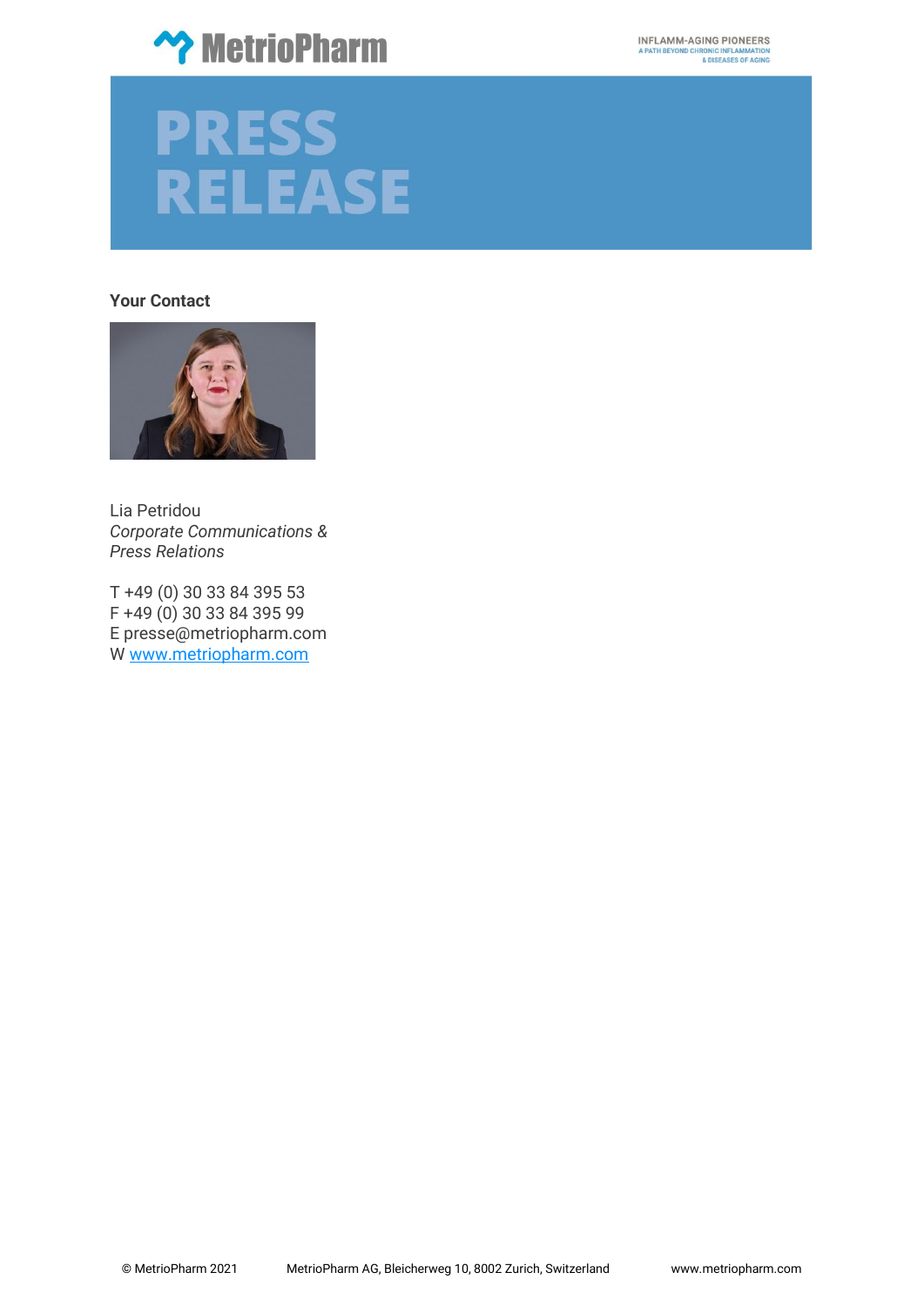# PRESS RELEASE

**Your Contact**

Lia Petridou
*Corporate Communications & Press Relations*

T +49 (0) 30 33 84 395 53
F +49 (0) 30 33 84 395 99
E presse@metriopharm.com
W [www.metriopharm.com](http://www.metriopharm.com)